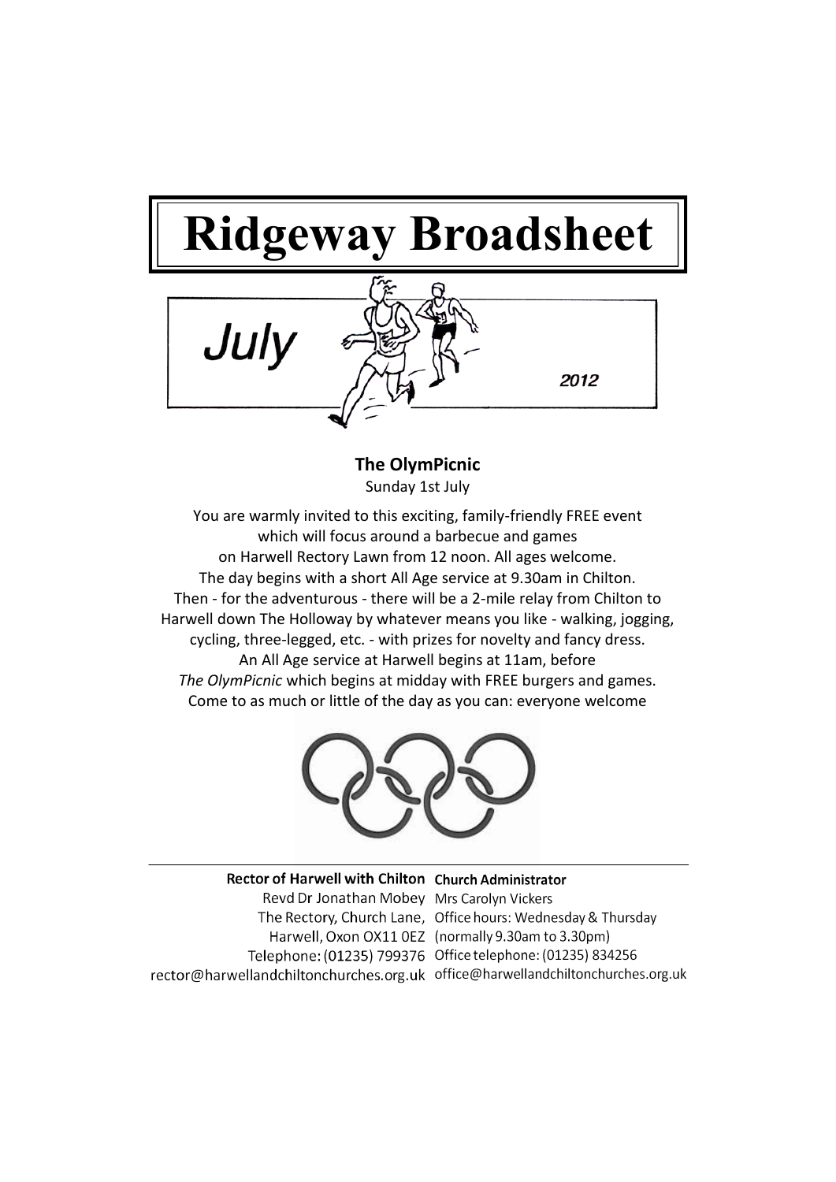# Ridgeway Broadsheet

July 2012

## The OlymPicnic

Sunday 1st July

You are warmly invited to this exciting, family-friendly FREE event which will focus around a barbecue and games on Harwell Rectory Lawn from 12 noon. All ages welcome.
The day begins with a short All Age service at 9.30am in Chilton.
Then - for the adventurous - there will be a 2-mile relay from Chilton to Harwell down The Holloway by whatever means you like - walking, jogging, cycling, three-legged, etc. - with prizes for novelty and fancy dress.
An All Age service at Harwell begins at 11am, before *The OlymPicnic* which begins at midday with FREE burgers and games.
Come to as much or little of the day as you can: everyone welcome

---

**Rector of Harwell with Chilton**
Revd Dr Jonathan Mobey
The Rectory, Church Lane,
Harwell, Oxon OX11 0EZ
Telephone: (01235) 799376
rector@harwellandchiltonchurches.org.uk

**Church Administrator**
Mrs Carolyn Vickers
Office hours: Wednesday & Thursday
(normally 9.30am to 3.30pm)
Office telephone: (01235) 834256
office@harwellandchiltonchurches.org.uk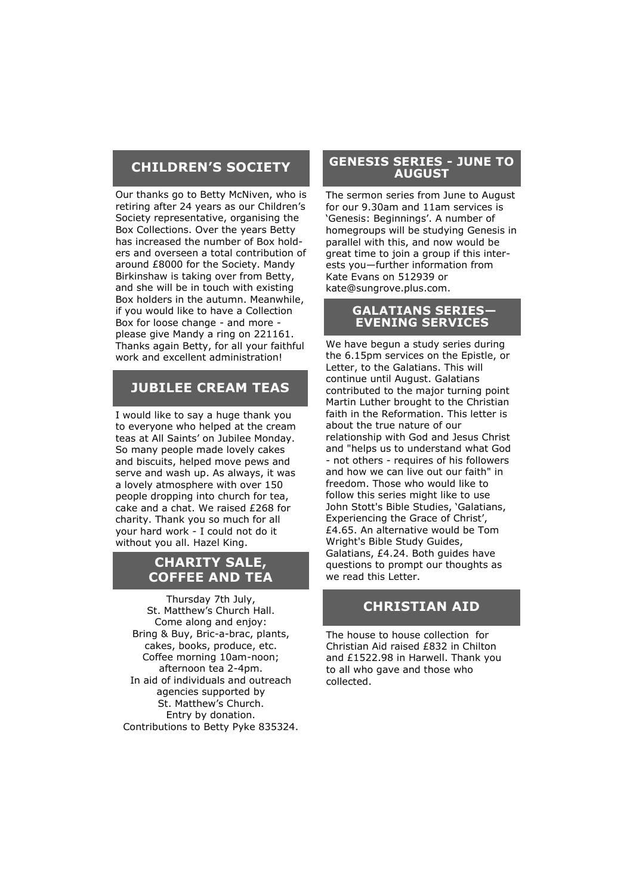## CHILDREN'S SOCIETY

Our thanks go to Betty McNiven, who is retiring after 24 years as our Children's Society representative, organising the Box Collections. Over the years Betty has increased the number of Box holders and overseen a total contribution of around £8000 for the Society. Mandy Birkinshaw is taking over from Betty, and she will be in touch with existing Box holders in the autumn. Meanwhile, if you would like to have a Collection Box for loose change - and more - please give Mandy a ring on 221161. Thanks again Betty, for all your faithful work and excellent administration!

## JUBILEE CREAM TEAS

I would like to say a huge thank you to everyone who helped at the cream teas at All Saints' on Jubilee Monday. So many people made lovely cakes and biscuits, helped move pews and serve and wash up. As always, it was a lovely atmosphere with over 150 people dropping into church for tea, cake and a chat. We raised £268 for charity. Thank you so much for all your hard work - I could not do it without you all. Hazel King.

## CHARITY SALE, COFFEE AND TEA

Thursday 7th July,
St. Matthew's Church Hall.
Come along and enjoy:
Bring & Buy, Bric-a-brac, plants, cakes, books, produce, etc.
Coffee morning 10am-noon;
afternoon tea 2-4pm.
In aid of individuals and outreach agencies supported by St. Matthew's Church.
Entry by donation.
Contributions to Betty Pyke 835324.

## GENESIS SERIES - JUNE TO AUGUST

The sermon series from June to August for our 9.30am and 11am services is 'Genesis: Beginnings'. A number of homegroups will be studying Genesis in parallel with this, and now would be great time to join a group if this interests you—further information from Kate Evans on 512939 or kate@sungrove.plus.com.

## GALATIANS SERIES—EVENING SERVICES

We have begun a study series during the 6.15pm services on the Epistle, or Letter, to the Galatians. This will continue until August. Galatians contributed to the major turning point Martin Luther brought to the Christian faith in the Reformation. This letter is about the true nature of our relationship with God and Jesus Christ and "helps us to understand what God - not others - requires of his followers and how we can live out our faith" in freedom. Those who would like to follow this series might like to use John Stott's Bible Studies, 'Galatians, Experiencing the Grace of Christ', £4.65. An alternative would be Tom Wright's Bible Study Guides, Galatians, £4.24. Both guides have questions to prompt our thoughts as we read this Letter.

## CHRISTIAN AID

The house to house collection for Christian Aid raised £832 in Chilton and £1522.98 in Harwell. Thank you to all who gave and those who collected.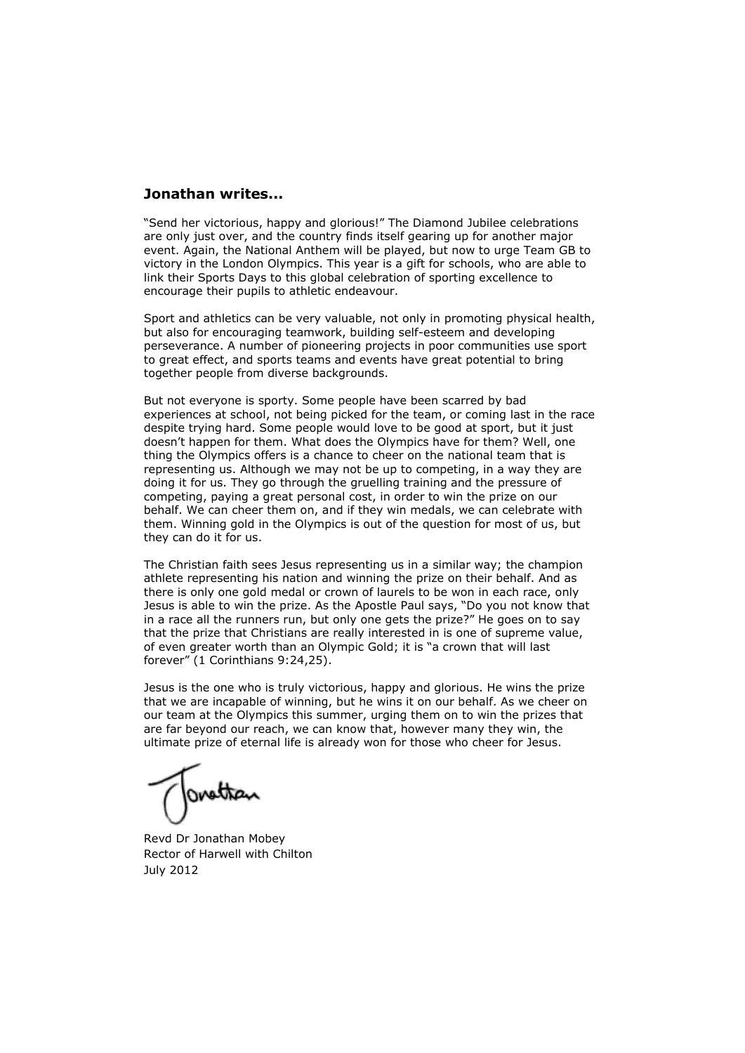## Jonathan writes...

"Send her victorious, happy and glorious!" The Diamond Jubilee celebrations are only just over, and the country finds itself gearing up for another major event. Again, the National Anthem will be played, but now to urge Team GB to victory in the London Olympics. This year is a gift for schools, who are able to link their Sports Days to this global celebration of sporting excellence to encourage their pupils to athletic endeavour.

Sport and athletics can be very valuable, not only in promoting physical health, but also for encouraging teamwork, building self-esteem and developing perseverance. A number of pioneering projects in poor communities use sport to great effect, and sports teams and events have great potential to bring together people from diverse backgrounds.

But not everyone is sporty. Some people have been scarred by bad experiences at school, not being picked for the team, or coming last in the race despite trying hard. Some people would love to be good at sport, but it just doesn't happen for them. What does the Olympics have for them? Well, one thing the Olympics offers is a chance to cheer on the national team that is representing us. Although we may not be up to competing, in a way they are doing it for us. They go through the gruelling training and the pressure of competing, paying a great personal cost, in order to win the prize on our behalf. We can cheer them on, and if they win medals, we can celebrate with them. Winning gold in the Olympics is out of the question for most of us, but they can do it for us.

The Christian faith sees Jesus representing us in a similar way; the champion athlete representing his nation and winning the prize on their behalf. And as there is only one gold medal or crown of laurels to be won in each race, only Jesus is able to win the prize. As the Apostle Paul says, "Do you not know that in a race all the runners run, but only one gets the prize?" He goes on to say that the prize that Christians are really interested in is one of supreme value, of even greater worth than an Olympic Gold; it is "a crown that will last forever" (1 Corinthians 9:24,25).

Jesus is the one who is truly victorious, happy and glorious. He wins the prize that we are incapable of winning, but he wins it on our behalf. As we cheer on our team at the Olympics this summer, urging them on to win the prizes that are far beyond our reach, we can know that, however many they win, the ultimate prize of eternal life is already won for those who cheer for Jesus.

Jonathan

Revd Dr Jonathan Mobey
Rector of Harwell with Chilton
July 2012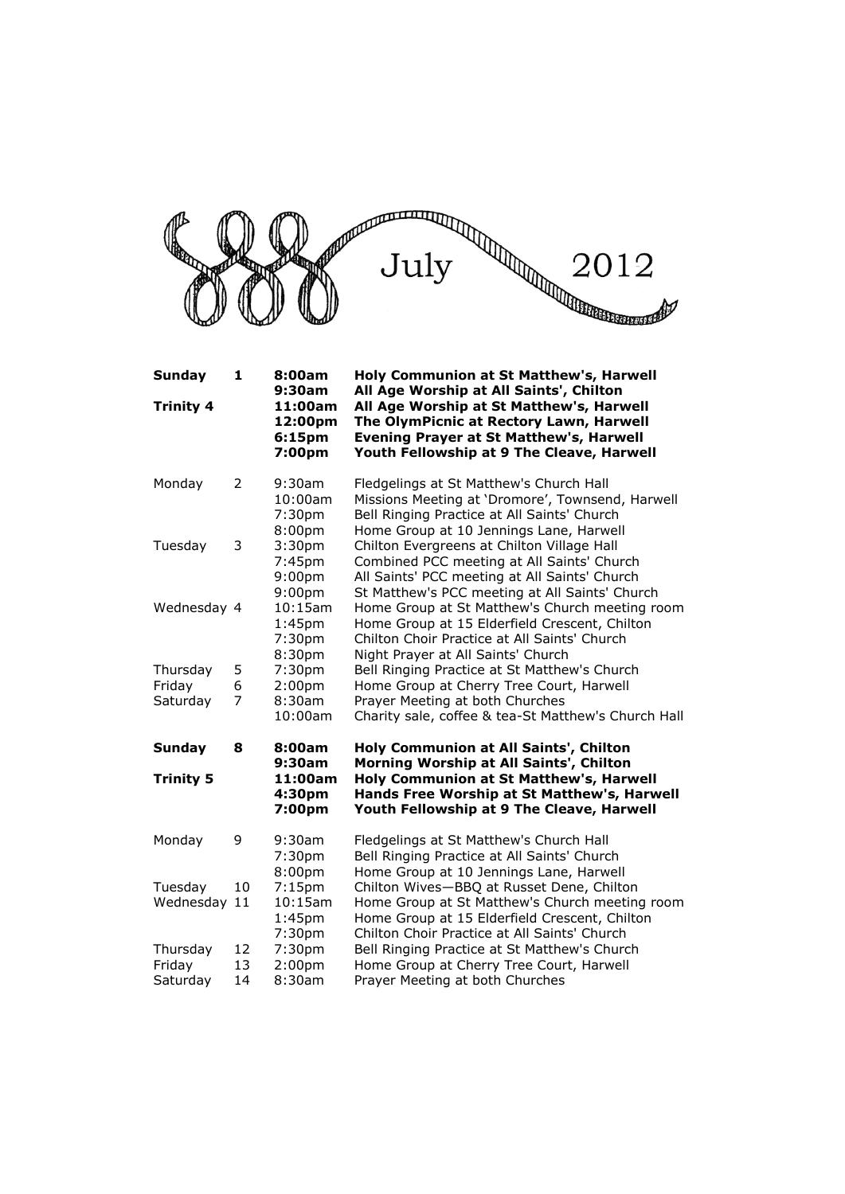# July 2012

| | | | |
|---|---|---|---|
| **Sunday** | **1** | **8:00am** | **Holy Communion at St Matthew's, Harwell** |
| | | **9:30am** | **All Age Worship at All Saints', Chilton** |
| **Trinity 4** | | **11:00am** | **All Age Worship at St Matthew's, Harwell** |
| | | **12:00pm** | **The OlymPicnic at Rectory Lawn, Harwell** |
| | | **6:15pm** | **Evening Prayer at St Matthew's, Harwell** |
| | | **7:00pm** | **Youth Fellowship at 9 The Cleave, Harwell** |
| Monday | 2 | 9:30am | Fledgelings at St Matthew's Church Hall |
| | | 10:00am | Missions Meeting at 'Dromore', Townsend, Harwell |
| | | 7:30pm | Bell Ringing Practice at All Saints' Church |
| | | 8:00pm | Home Group at 10 Jennings Lane, Harwell |
| Tuesday | 3 | 3:30pm | Chilton Evergreens at Chilton Village Hall |
| | | 7:45pm | Combined PCC meeting at All Saints' Church |
| | | 9:00pm | All Saints' PCC meeting at All Saints' Church |
| | | 9:00pm | St Matthew's PCC meeting at All Saints' Church |
| Wednesday | 4 | 10:15am | Home Group at St Matthew's Church meeting room |
| | | 1:45pm | Home Group at 15 Elderfield Crescent, Chilton |
| | | 7:30pm | Chilton Choir Practice at All Saints' Church |
| | | 8:30pm | Night Prayer at All Saints' Church |
| Thursday | 5 | 7:30pm | Bell Ringing Practice at St Matthew's Church |
| Friday | 6 | 2:00pm | Home Group at Cherry Tree Court, Harwell |
| Saturday | 7 | 8:30am | Prayer Meeting at both Churches |
| | | 10:00am | Charity sale, coffee & tea-St Matthew's Church Hall |
| **Sunday** | **8** | **8:00am** | **Holy Communion at All Saints', Chilton** |
| | | **9:30am** | **Morning Worship at All Saints', Chilton** |
| **Trinity 5** | | **11:00am** | **Holy Communion at St Matthew's, Harwell** |
| | | **4:30pm** | **Hands Free Worship at St Matthew's, Harwell** |
| | | **7:00pm** | **Youth Fellowship at 9 The Cleave, Harwell** |
| Monday | 9 | 9:30am | Fledgelings at St Matthew's Church Hall |
| | | 7:30pm | Bell Ringing Practice at All Saints' Church |
| | | 8:00pm | Home Group at 10 Jennings Lane, Harwell |
| Tuesday | 10 | 7:15pm | Chilton Wives—BBQ at Russet Dene, Chilton |
| Wednesday | 11 | 10:15am | Home Group at St Matthew's Church meeting room |
| | | 1:45pm | Home Group at 15 Elderfield Crescent, Chilton |
| | | 7:30pm | Chilton Choir Practice at All Saints' Church |
| Thursday | 12 | 7:30pm | Bell Ringing Practice at St Matthew's Church |
| Friday | 13 | 2:00pm | Home Group at Cherry Tree Court, Harwell |
| Saturday | 14 | 8:30am | Prayer Meeting at both Churches |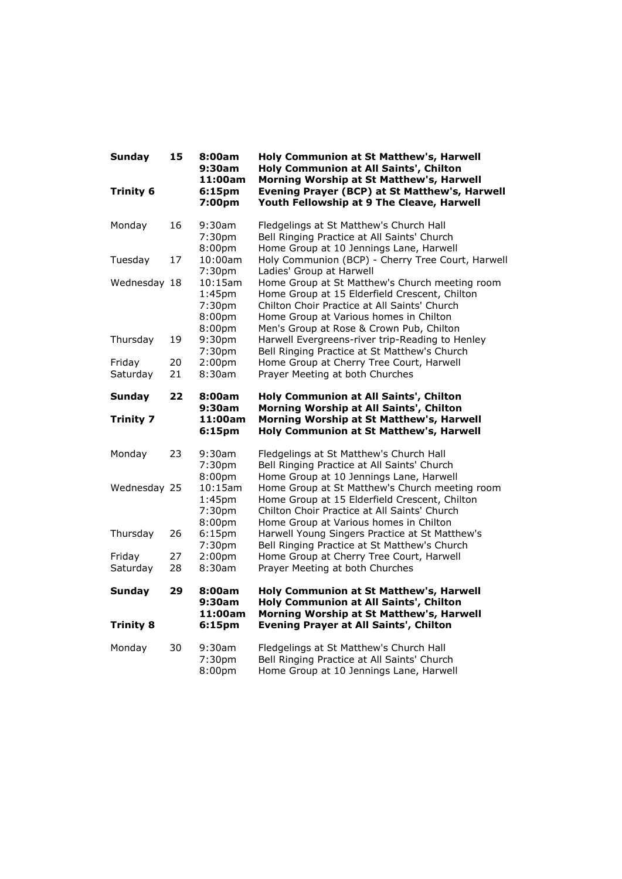| | | | |
|---|---|---|---|
| **Sunday** | **15** | **8:00am** | **Holy Communion at St Matthew's, Harwell** |
| | | **9:30am** | **Holy Communion at All Saints', Chilton** |
| | | **11:00am** | **Morning Worship at St Matthew's, Harwell** |
| **Trinity 6** | | **6:15pm** | **Evening Prayer (BCP) at St Matthew's, Harwell** |
| | | **7:00pm** | **Youth Fellowship at 9 The Cleave, Harwell** |
| Monday | 16 | 9:30am | Fledgelings at St Matthew's Church Hall |
| | | 7:30pm | Bell Ringing Practice at All Saints' Church |
| | | 8:00pm | Home Group at 10 Jennings Lane, Harwell |
| Tuesday | 17 | 10:00am | Holy Communion (BCP) - Cherry Tree Court, Harwell |
| | | 7:30pm | Ladies' Group at Harwell |
| Wednesday | 18 | 10:15am | Home Group at St Matthew's Church meeting room |
| | | 1:45pm | Home Group at 15 Elderfield Crescent, Chilton |
| | | 7:30pm | Chilton Choir Practice at All Saints' Church |
| | | 8:00pm | Home Group at Various homes in Chilton |
| | | 8:00pm | Men's Group at Rose & Crown Pub, Chilton |
| Thursday | 19 | 9:30pm | Harwell Evergreens-river trip-Reading to Henley |
| | | 7:30pm | Bell Ringing Practice at St Matthew's Church |
| Friday | 20 | 2:00pm | Home Group at Cherry Tree Court, Harwell |
| Saturday | 21 | 8:30am | Prayer Meeting at both Churches |
| **Sunday** | **22** | **8:00am** | **Holy Communion at All Saints', Chilton** |
| | | **9:30am** | **Morning Worship at All Saints', Chilton** |
| **Trinity 7** | | **11:00am** | **Morning Worship at St Matthew's, Harwell** |
| | | **6:15pm** | **Holy Communion at St Matthew's, Harwell** |
| Monday | 23 | 9:30am | Fledgelings at St Matthew's Church Hall |
| | | 7:30pm | Bell Ringing Practice at All Saints' Church |
| | | 8:00pm | Home Group at 10 Jennings Lane, Harwell |
| Wednesday | 25 | 10:15am | Home Group at St Matthew's Church meeting room |
| | | 1:45pm | Home Group at 15 Elderfield Crescent, Chilton |
| | | 7:30pm | Chilton Choir Practice at All Saints' Church |
| | | 8:00pm | Home Group at Various homes in Chilton |
| Thursday | 26 | 6:15pm | Harwell Young Singers Practice at St Matthew's |
| | | 7:30pm | Bell Ringing Practice at St Matthew's Church |
| Friday | 27 | 2:00pm | Home Group at Cherry Tree Court, Harwell |
| Saturday | 28 | 8:30am | Prayer Meeting at both Churches |
| **Sunday** | **29** | **8:00am** | **Holy Communion at St Matthew's, Harwell** |
| | | **9:30am** | **Holy Communion at All Saints', Chilton** |
| | | **11:00am** | **Morning Worship at St Matthew's, Harwell** |
| **Trinity 8** | | **6:15pm** | **Evening Prayer at All Saints', Chilton** |
| Monday | 30 | 9:30am | Fledgelings at St Matthew's Church Hall |
| | | 7:30pm | Bell Ringing Practice at All Saints' Church |
| | | 8:00pm | Home Group at 10 Jennings Lane, Harwell |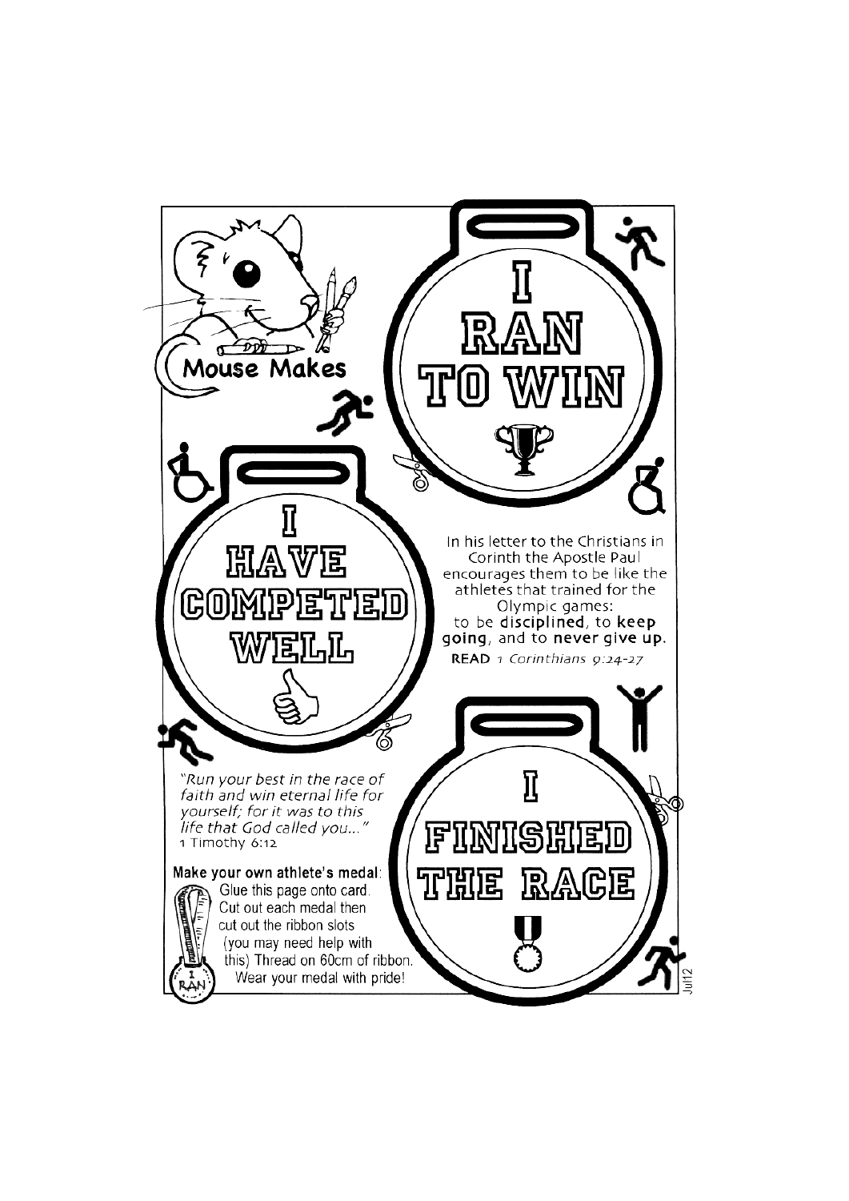## Mouse Makes

# I RAN TO WIN

# I HAVE COMPETED WELL

In his letter to the Christians in Corinth the Apostle Paul encourages them to be like the athletes that trained for the Olympic games: to be **disciplined**, to **keep going**, and to **never give up**.

**READ** *1 Corinthians 9:24-27*

# I FINISHED THE RACE

*"Run your best in the race of faith and win eternal life for yourself; for it was to this life that God called you..."*
1 Timothy 6:12

**Make your own athlete's medal:**
Glue this page onto card. Cut out each medal then cut out the ribbon slots (you may need help with this) Thread on 60cm of ribbon. Wear your medal with pride!

Jul12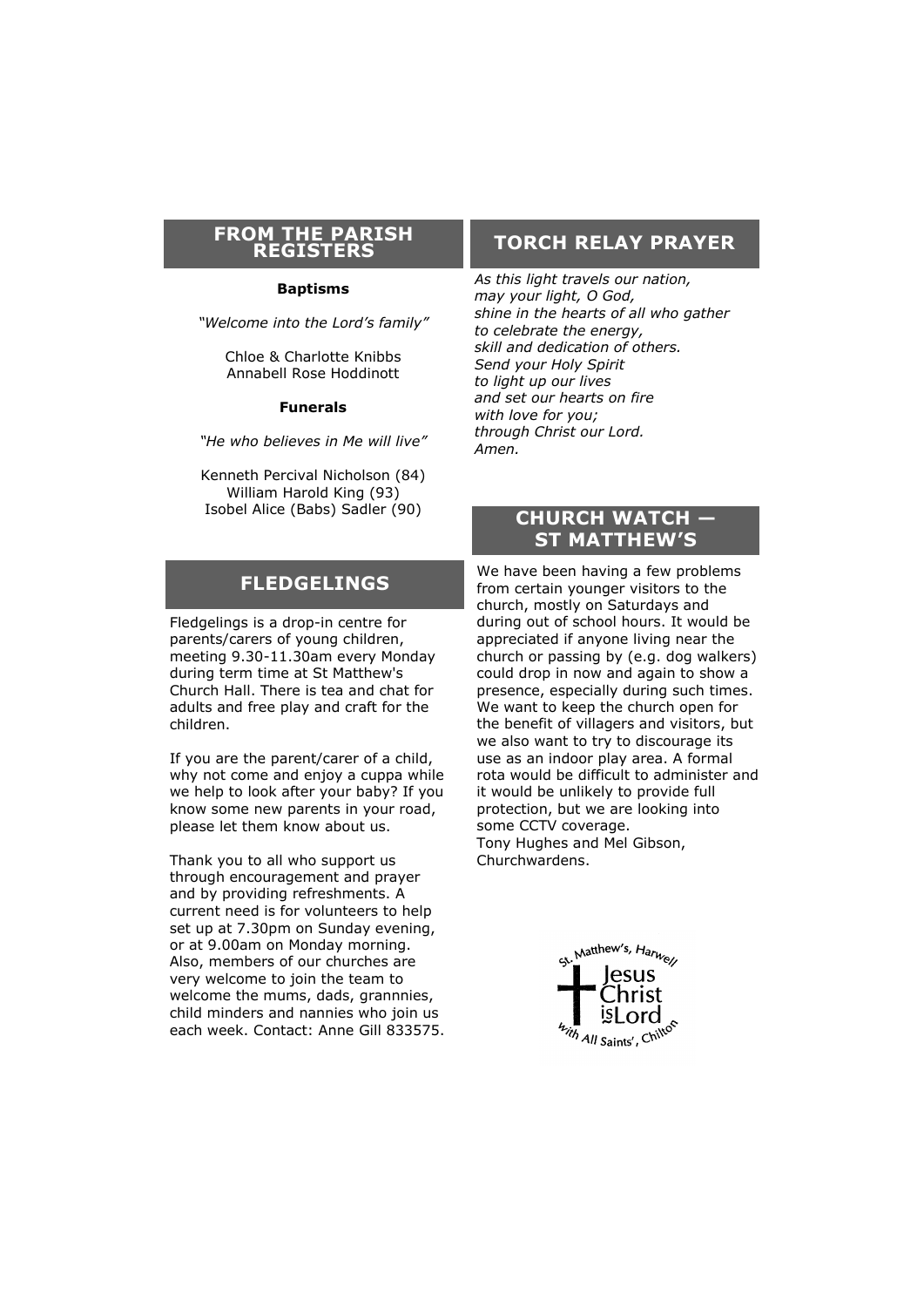## FROM THE PARISH REGISTERS

**Baptisms**

*"Welcome into the Lord's family"*

Chloe & Charlotte Knibbs
Annabell Rose Hoddinott

**Funerals**

*"He who believes in Me will live"*

Kenneth Percival Nicholson (84)
William Harold King (93)
Isobel Alice (Babs) Sadler (90)

## FLEDGELINGS

Fledgelings is a drop-in centre for parents/carers of young children, meeting 9.30-11.30am every Monday during term time at St Matthew's Church Hall. There is tea and chat for adults and free play and craft for the children.

If you are the parent/carer of a child, why not come and enjoy a cuppa while we help to look after your baby? If you know some new parents in your road, please let them know about us.

Thank you to all who support us through encouragement and prayer and by providing refreshments. A current need is for volunteers to help set up at 7.30pm on Sunday evening, or at 9.00am on Monday morning. Also, members of our churches are very welcome to join the team to welcome the mums, dads, grannnies, child minders and nannies who join us each week. Contact: Anne Gill 833575.

## TORCH RELAY PRAYER

*As this light travels our nation,*
*may your light, O God,*
*shine in the hearts of all who gather*
*to celebrate the energy,*
*skill and dedication of others.*
*Send your Holy Spirit*
*to light up our lives*
*and set our hearts on fire*
*with love for you;*
*through Christ our Lord.*
*Amen.*

## CHURCH WATCH — ST MATTHEW'S

We have been having a few problems from certain younger visitors to the church, mostly on Saturdays and during out of school hours. It would be appreciated if anyone living near the church or passing by (e.g. dog walkers) could drop in now and again to show a presence, especially during such times. We want to keep the church open for the benefit of villagers and visitors, but we also want to try to discourage its use as an indoor play area. A formal rota would be difficult to administer and it would be unlikely to provide full protection, but we are looking into some CCTV coverage.
Tony Hughes and Mel Gibson, Churchwardens.

St. Matthew's, Harwell
Jesus Christ is Lord
With All Saints', Chilton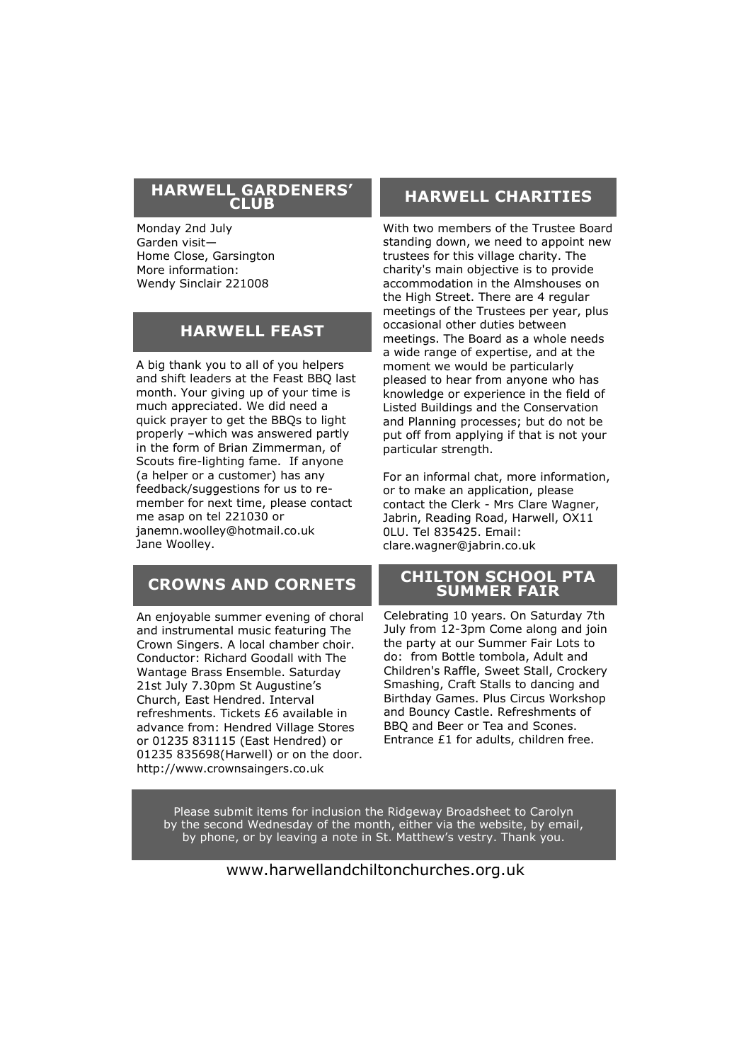## HARWELL GARDENERS' CLUB

Monday 2nd July
Garden visit—
Home Close, Garsington
More information:
Wendy Sinclair 221008

## HARWELL FEAST

A big thank you to all of you helpers and shift leaders at the Feast BBQ last month. Your giving up of your time is much appreciated. We did need a quick prayer to get the BBQs to light properly –which was answered partly in the form of Brian Zimmerman, of Scouts fire-lighting fame. If anyone (a helper or a customer) has any feedback/suggestions for us to re-member for next time, please contact me asap on tel 221030 or janemn.woolley@hotmail.co.uk
Jane Woolley.

## CROWNS AND CORNETS

An enjoyable summer evening of choral and instrumental music featuring The Crown Singers. A local chamber choir. Conductor: Richard Goodall with The Wantage Brass Ensemble. Saturday 21st July 7.30pm St Augustine's Church, East Hendred. Interval refreshments. Tickets £6 available in advance from: Hendred Village Stores or 01235 831115 (East Hendred) or 01235 835698(Harwell) or on the door. http://www.crownsaingers.co.uk

## HARWELL CHARITIES

With two members of the Trustee Board standing down, we need to appoint new trustees for this village charity. The charity's main objective is to provide accommodation in the Almshouses on the High Street. There are 4 regular meetings of the Trustees per year, plus occasional other duties between meetings. The Board as a whole needs a wide range of expertise, and at the moment we would be particularly pleased to hear from anyone who has knowledge or experience in the field of Listed Buildings and the Conservation and Planning processes; but do not be put off from applying if that is not your particular strength.

For an informal chat, more information, or to make an application, please contact the Clerk - Mrs Clare Wagner, Jabrin, Reading Road, Harwell, OX11 0LU. Tel 835425. Email: clare.wagner@jabrin.co.uk

## CHILTON SCHOOL PTA SUMMER FAIR

Celebrating 10 years. On Saturday 7th July from 12-3pm Come along and join the party at our Summer Fair Lots to do: from Bottle tombola, Adult and Children's Raffle, Sweet Stall, Crockery Smashing, Craft Stalls to dancing and Birthday Games. Plus Circus Workshop and Bouncy Castle. Refreshments of BBQ and Beer or Tea and Scones. Entrance £1 for adults, children free.

Please submit items for inclusion the Ridgeway Broadsheet to Carolyn by the second Wednesday of the month, either via the website, by email, by phone, or by leaving a note in St. Matthew's vestry. Thank you.

www.harwellandchiltonchurches.org.uk